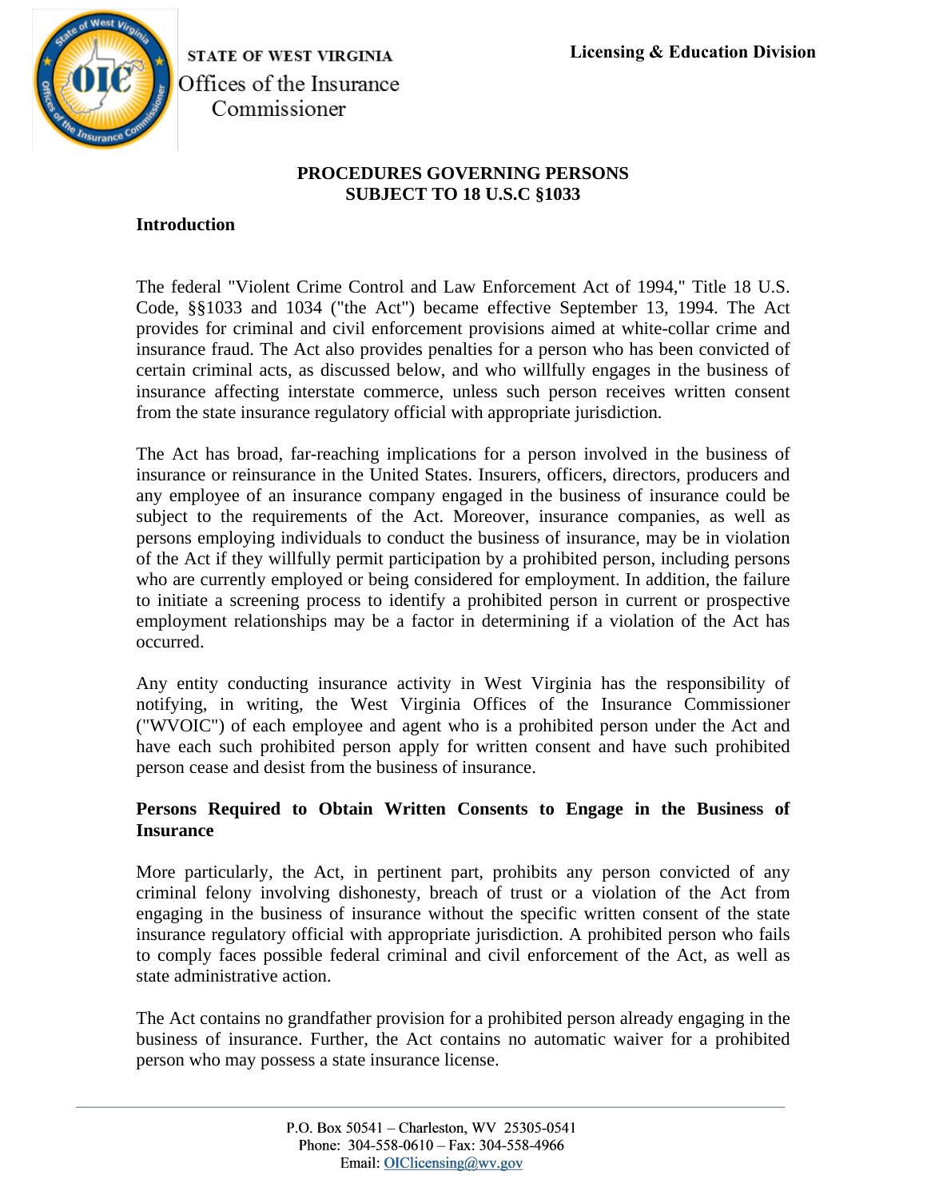STATE OF WEST VIRGINIA

Offices of the Insurance Commissioner

**Licensing & Education Division**

# PROCEDURES GOVERNING PERSONS SUBJECT TO 18 U.S.C §1033

## Introduction

The federal "Violent Crime Control and Law Enforcement Act of 1994," Title 18 U.S. Code, §§1033 and 1034 ("the Act") became effective September 13, 1994. The Act provides for criminal and civil enforcement provisions aimed at white-collar crime and insurance fraud. The Act also provides penalties for a person who has been convicted of certain criminal acts, as discussed below, and who willfully engages in the business of insurance affecting interstate commerce, unless such person receives written consent from the state insurance regulatory official with appropriate jurisdiction.

The Act has broad, far-reaching implications for a person involved in the business of insurance or reinsurance in the United States. Insurers, officers, directors, producers and any employee of an insurance company engaged in the business of insurance could be subject to the requirements of the Act. Moreover, insurance companies, as well as persons employing individuals to conduct the business of insurance, may be in violation of the Act if they willfully permit participation by a prohibited person, including persons who are currently employed or being considered for employment. In addition, the failure to initiate a screening process to identify a prohibited person in current or prospective employment relationships may be a factor in determining if a violation of the Act has occurred.

Any entity conducting insurance activity in West Virginia has the responsibility of notifying, in writing, the West Virginia Offices of the Insurance Commissioner ("WVOIC") of each employee and agent who is a prohibited person under the Act and have each such prohibited person apply for written consent and have such prohibited person cease and desist from the business of insurance.

## Persons Required to Obtain Written Consents to Engage in the Business of Insurance

More particularly, the Act, in pertinent part, prohibits any person convicted of any criminal felony involving dishonesty, breach of trust or a violation of the Act from engaging in the business of insurance without the specific written consent of the state insurance regulatory official with appropriate jurisdiction. A prohibited person who fails to comply faces possible federal criminal and civil enforcement of the Act, as well as state administrative action.

The Act contains no grandfather provision for a prohibited person already engaging in the business of insurance. Further, the Act contains no automatic waiver for a prohibited person who may possess a state insurance license.

P.O. Box 50541 – Charleston, WV 25305-0541
Phone: 304-558-0610 – Fax: 304-558-4966
Email: OIClicensing@wv.gov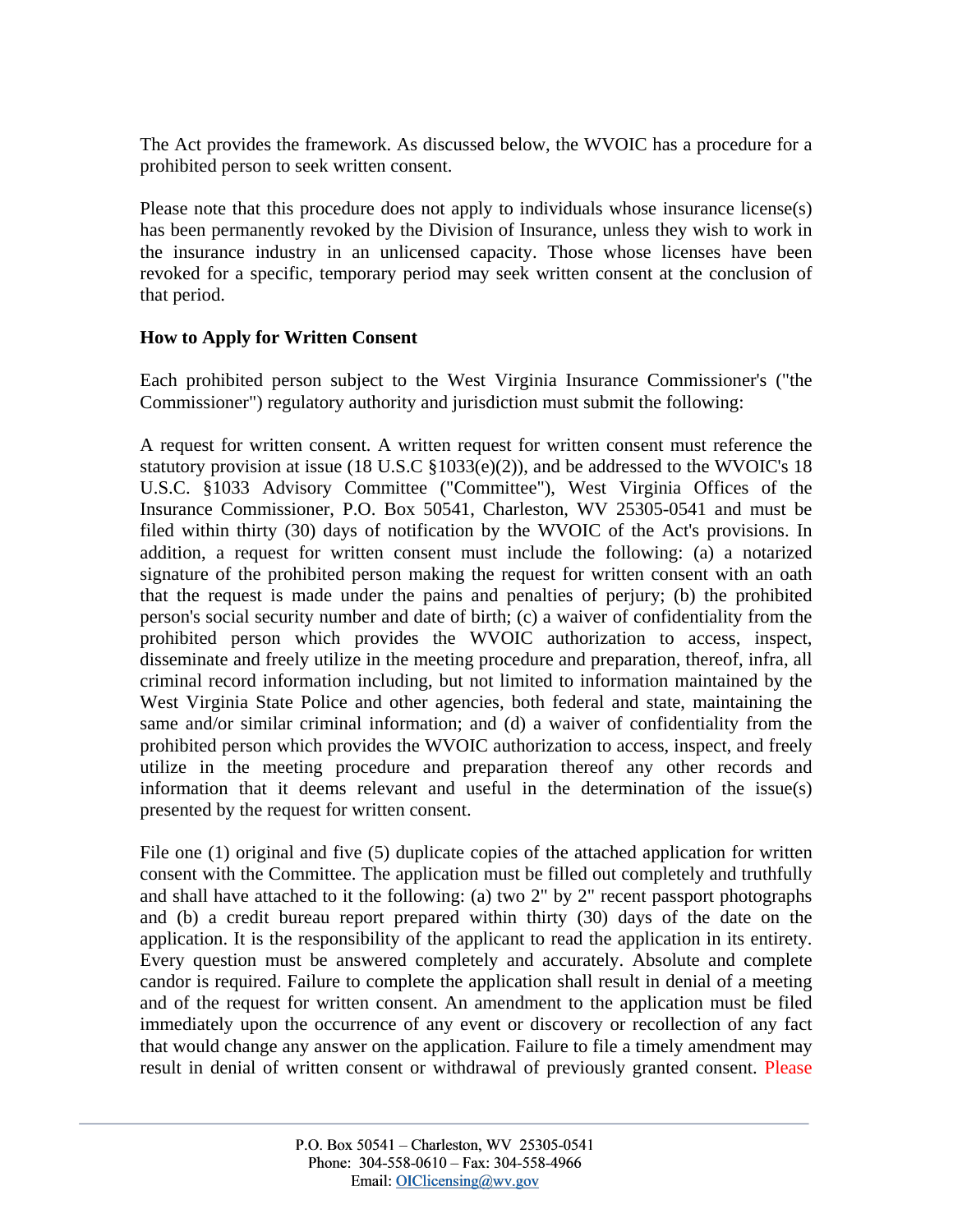The Act provides the framework. As discussed below, the WVOIC has a procedure for a prohibited person to seek written consent.

Please note that this procedure does not apply to individuals whose insurance license(s) has been permanently revoked by the Division of Insurance, unless they wish to work in the insurance industry in an unlicensed capacity. Those whose licenses have been revoked for a specific, temporary period may seek written consent at the conclusion of that period.

**How to Apply for Written Consent**

Each prohibited person subject to the West Virginia Insurance Commissioner's ("the Commissioner") regulatory authority and jurisdiction must submit the following:

A request for written consent. A written request for written consent must reference the statutory provision at issue (18 U.S.C §1033(e)(2)), and be addressed to the WVOIC's 18 U.S.C. §1033 Advisory Committee ("Committee"), West Virginia Offices of the Insurance Commissioner, P.O. Box 50541, Charleston, WV 25305-0541 and must be filed within thirty (30) days of notification by the WVOIC of the Act's provisions. In addition, a request for written consent must include the following: (a) a notarized signature of the prohibited person making the request for written consent with an oath that the request is made under the pains and penalties of perjury; (b) the prohibited person's social security number and date of birth; (c) a waiver of confidentiality from the prohibited person which provides the WVOIC authorization to access, inspect, disseminate and freely utilize in the meeting procedure and preparation, thereof, infra, all criminal record information including, but not limited to information maintained by the West Virginia State Police and other agencies, both federal and state, maintaining the same and/or similar criminal information; and (d) a waiver of confidentiality from the prohibited person which provides the WVOIC authorization to access, inspect, and freely utilize in the meeting procedure and preparation thereof any other records and information that it deems relevant and useful in the determination of the issue(s) presented by the request for written consent.

File one (1) original and five (5) duplicate copies of the attached application for written consent with the Committee. The application must be filled out completely and truthfully and shall have attached to it the following: (a) two 2" by 2" recent passport photographs and (b) a credit bureau report prepared within thirty (30) days of the date on the application. It is the responsibility of the applicant to read the application in its entirety. Every question must be answered completely and accurately. Absolute and complete candor is required. Failure to complete the application shall result in denial of a meeting and of the request for written consent. An amendment to the application must be filed immediately upon the occurrence of any event or discovery or recollection of any fact that would change any answer on the application. Failure to file a timely amendment may result in denial of written consent or withdrawal of previously granted consent. Please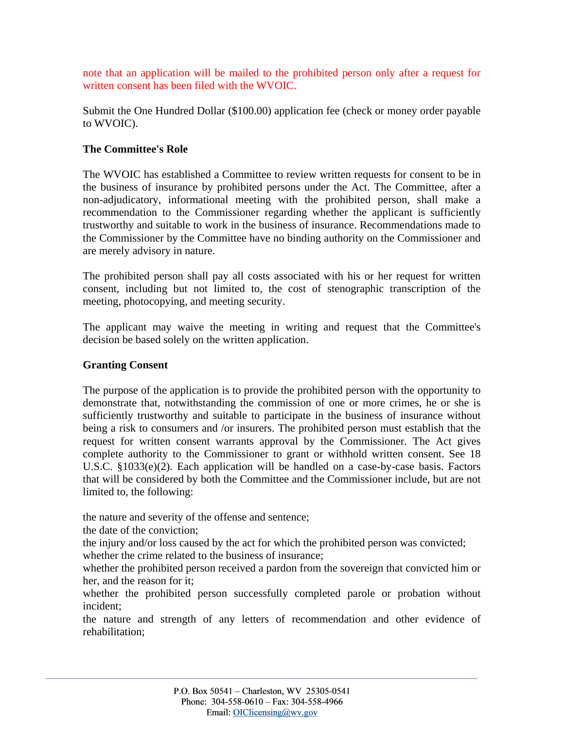note that an application will be mailed to the prohibited person only after a request for written consent has been filed with the WVOIC.

Submit the One Hundred Dollar ($100.00) application fee (check or money order payable to WVOIC).

**The Committee's Role**

The WVOIC has established a Committee to review written requests for consent to be in the business of insurance by prohibited persons under the Act. The Committee, after a non-adjudicatory, informational meeting with the prohibited person, shall make a recommendation to the Commissioner regarding whether the applicant is sufficiently trustworthy and suitable to work in the business of insurance. Recommendations made to the Commissioner by the Committee have no binding authority on the Commissioner and are merely advisory in nature.

The prohibited person shall pay all costs associated with his or her request for written consent, including but not limited to, the cost of stenographic transcription of the meeting, photocopying, and meeting security.

The applicant may waive the meeting in writing and request that the Committee's decision be based solely on the written application.

**Granting Consent**

The purpose of the application is to provide the prohibited person with the opportunity to demonstrate that, notwithstanding the commission of one or more crimes, he or she is sufficiently trustworthy and suitable to participate in the business of insurance without being a risk to consumers and /or insurers. The prohibited person must establish that the request for written consent warrants approval by the Commissioner. The Act gives complete authority to the Commissioner to grant or withhold written consent. See 18 U.S.C. §1033(e)(2). Each application will be handled on a case-by-case basis. Factors that will be considered by both the Committee and the Commissioner include, but are not limited to, the following:

the nature and severity of the offense and sentence;
the date of the conviction;
the injury and/or loss caused by the act for which the prohibited person was convicted;
whether the crime related to the business of insurance;
whether the prohibited person received a pardon from the sovereign that convicted him or her, and the reason for it;
whether the prohibited person successfully completed parole or probation without incident;
the nature and strength of any letters of recommendation and other evidence of rehabilitation;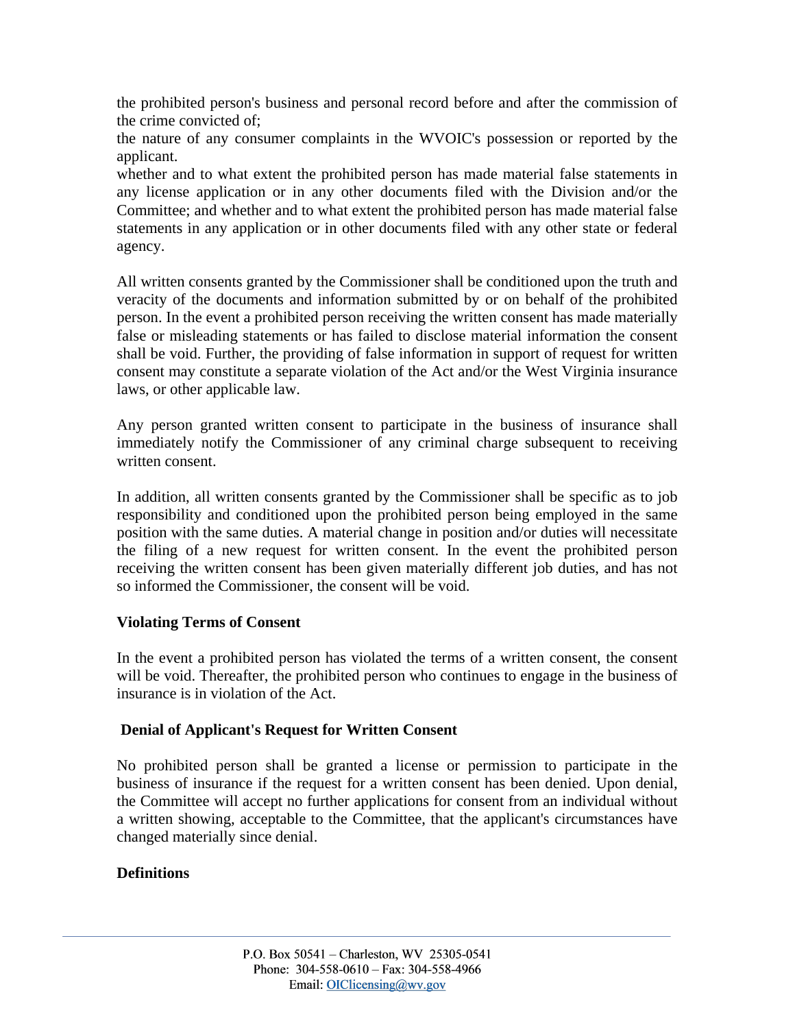the prohibited person's business and personal record before and after the commission of the crime convicted of;

the nature of any consumer complaints in the WVOIC's possession or reported by the applicant.

whether and to what extent the prohibited person has made material false statements in any license application or in any other documents filed with the Division and/or the Committee; and whether and to what extent the prohibited person has made material false statements in any application or in other documents filed with any other state or federal agency.

All written consents granted by the Commissioner shall be conditioned upon the truth and veracity of the documents and information submitted by or on behalf of the prohibited person. In the event a prohibited person receiving the written consent has made materially false or misleading statements or has failed to disclose material information the consent shall be void. Further, the providing of false information in support of request for written consent may constitute a separate violation of the Act and/or the West Virginia insurance laws, or other applicable law.

Any person granted written consent to participate in the business of insurance shall immediately notify the Commissioner of any criminal charge subsequent to receiving written consent.

In addition, all written consents granted by the Commissioner shall be specific as to job responsibility and conditioned upon the prohibited person being employed in the same position with the same duties. A material change in position and/or duties will necessitate the filing of a new request for written consent. In the event the prohibited person receiving the written consent has been given materially different job duties, and has not so informed the Commissioner, the consent will be void.

**Violating Terms of Consent**

In the event a prohibited person has violated the terms of a written consent, the consent will be void. Thereafter, the prohibited person who continues to engage in the business of insurance is in violation of the Act.

**Denial of Applicant's Request for Written Consent**

No prohibited person shall be granted a license or permission to participate in the business of insurance if the request for a written consent has been denied. Upon denial, the Committee will accept no further applications for consent from an individual without a written showing, acceptable to the Committee, that the applicant's circumstances have changed materially since denial.

**Definitions**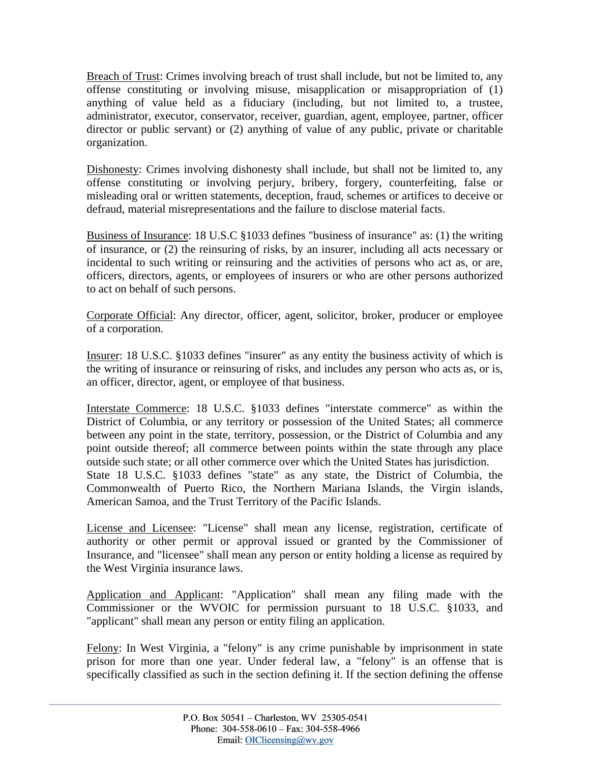Breach of Trust: Crimes involving breach of trust shall include, but not be limited to, any offense constituting or involving misuse, misapplication or misappropriation of (1) anything of value held as a fiduciary (including, but not limited to, a trustee, administrator, executor, conservator, receiver, guardian, agent, employee, partner, officer director or public servant) or (2) anything of value of any public, private or charitable organization.

Dishonesty: Crimes involving dishonesty shall include, but shall not be limited to, any offense constituting or involving perjury, bribery, forgery, counterfeiting, false or misleading oral or written statements, deception, fraud, schemes or artifices to deceive or defraud, material misrepresentations and the failure to disclose material facts.

Business of Insurance: 18 U.S.C §1033 defines "business of insurance" as: (1) the writing of insurance, or (2) the reinsuring of risks, by an insurer, including all acts necessary or incidental to such writing or reinsuring and the activities of persons who act as, or are, officers, directors, agents, or employees of insurers or who are other persons authorized to act on behalf of such persons.

Corporate Official: Any director, officer, agent, solicitor, broker, producer or employee of a corporation.

Insurer: 18 U.S.C. §1033 defines "insurer" as any entity the business activity of which is the writing of insurance or reinsuring of risks, and includes any person who acts as, or is, an officer, director, agent, or employee of that business.

Interstate Commerce: 18 U.S.C. §1033 defines "interstate commerce" as within the District of Columbia, or any territory or possession of the United States; all commerce between any point in the state, territory, possession, or the District of Columbia and any point outside thereof; all commerce between points within the state through any place outside such state; or all other commerce over which the United States has jurisdiction.
State 18 U.S.C. §1033 defines "state" as any state, the District of Columbia, the Commonwealth of Puerto Rico, the Northern Mariana Islands, the Virgin islands, American Samoa, and the Trust Territory of the Pacific Islands.

License and Licensee: "License" shall mean any license, registration, certificate of authority or other permit or approval issued or granted by the Commissioner of Insurance, and "licensee" shall mean any person or entity holding a license as required by the West Virginia insurance laws.

Application and Applicant: "Application" shall mean any filing made with the Commissioner or the WVOIC for permission pursuant to 18 U.S.C. §1033, and "applicant" shall mean any person or entity filing an application.

Felony: In West Virginia, a "felony" is any crime punishable by imprisonment in state prison for more than one year. Under federal law, a "felony" is an offense that is specifically classified as such in the section defining it. If the section defining the offense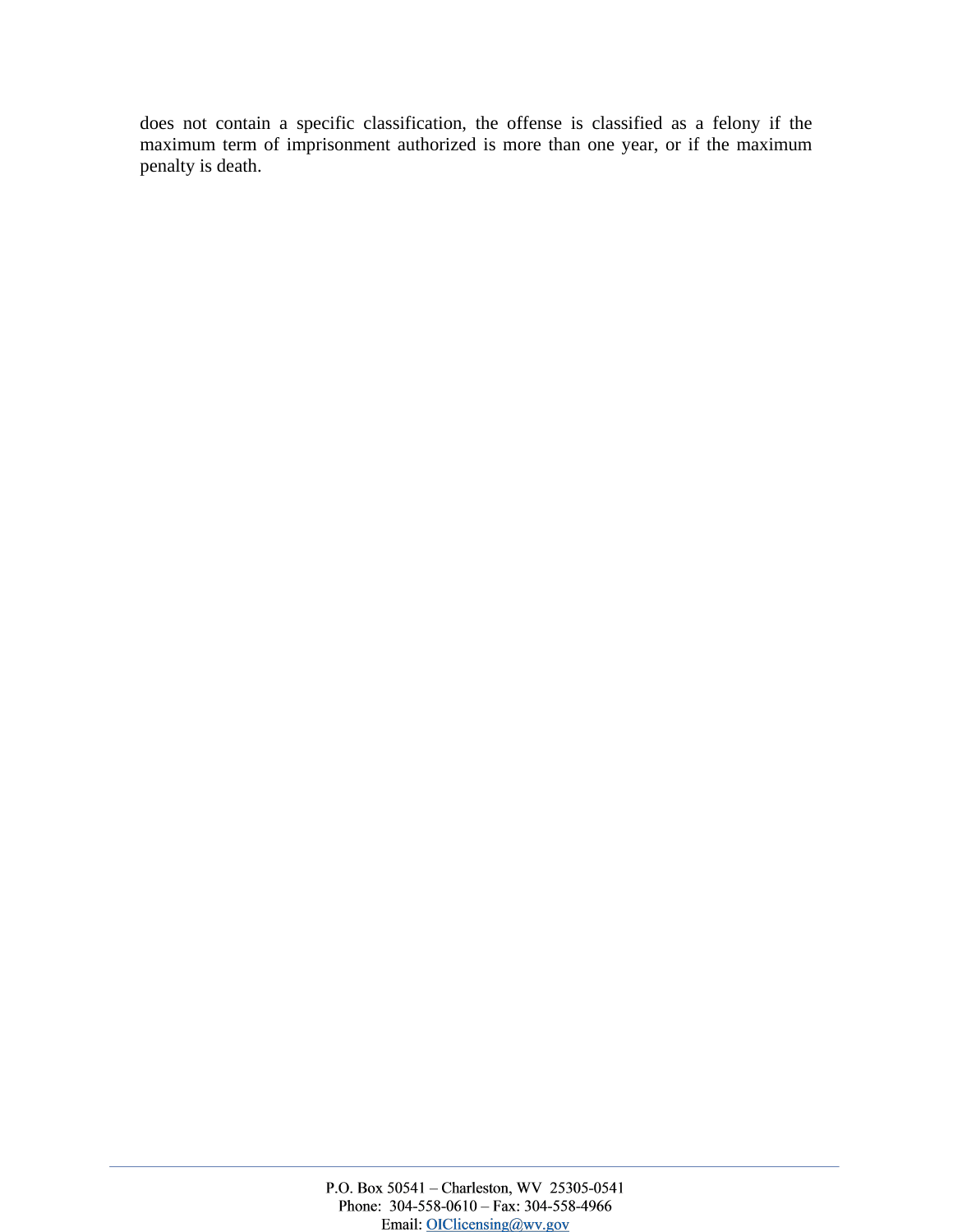does not contain a specific classification, the offense is classified as a felony if the maximum term of imprisonment authorized is more than one year, or if the maximum penalty is death.